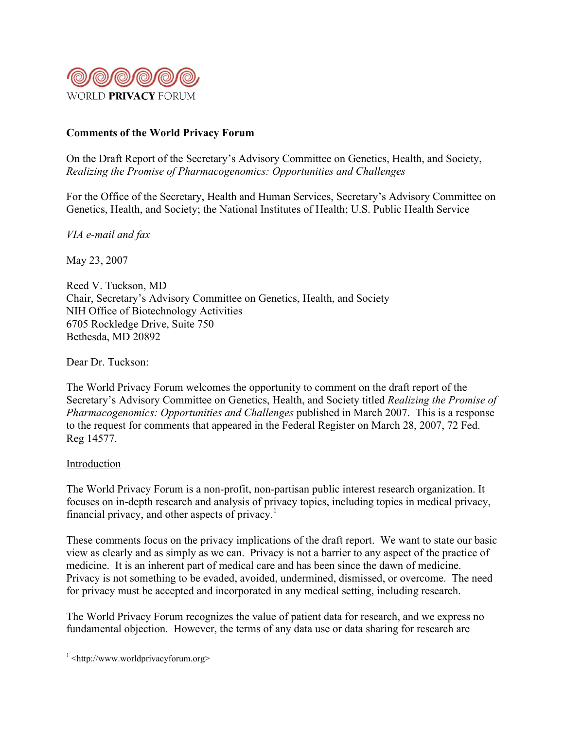WORLD **PRIVACY** FORUM

**Comments of the World Privacy Forum**

On the Draft Report of the Secretary's Advisory Committee on Genetics, Health, and Society, *Realizing the Promise of Pharmacogenomics: Opportunities and Challenges*

For the Office of the Secretary, Health and Human Services, Secretary's Advisory Committee on Genetics, Health, and Society; the National Institutes of Health; U.S. Public Health Service

*VIA e-mail and fax*

May 23, 2007

Reed V. Tuckson, MD
Chair, Secretary's Advisory Committee on Genetics, Health, and Society
NIH Office of Biotechnology Activities
6705 Rockledge Drive, Suite 750
Bethesda, MD 20892

Dear Dr. Tuckson:

The World Privacy Forum welcomes the opportunity to comment on the draft report of the Secretary's Advisory Committee on Genetics, Health, and Society titled *Realizing the Promise of Pharmacogenomics: Opportunities and Challenges* published in March 2007. This is a response to the request for comments that appeared in the Federal Register on March 28, 2007, 72 Fed. Reg 14577.

Introduction

The World Privacy Forum is a non-profit, non-partisan public interest research organization. It focuses on in-depth research and analysis of privacy topics, including topics in medical privacy, financial privacy, and other aspects of privacy.[1]

These comments focus on the privacy implications of the draft report. We want to state our basic view as clearly and as simply as we can. Privacy is not a barrier to any aspect of the practice of medicine. It is an inherent part of medical care and has been since the dawn of medicine. Privacy is not something to be evaded, avoided, undermined, dismissed, or overcome. The need for privacy must be accepted and incorporated in any medical setting, including research.

The World Privacy Forum recognizes the value of patient data for research, and we express no fundamental objection. However, the terms of any data use or data sharing for research are

[1] <http://www.worldprivacyforum.org>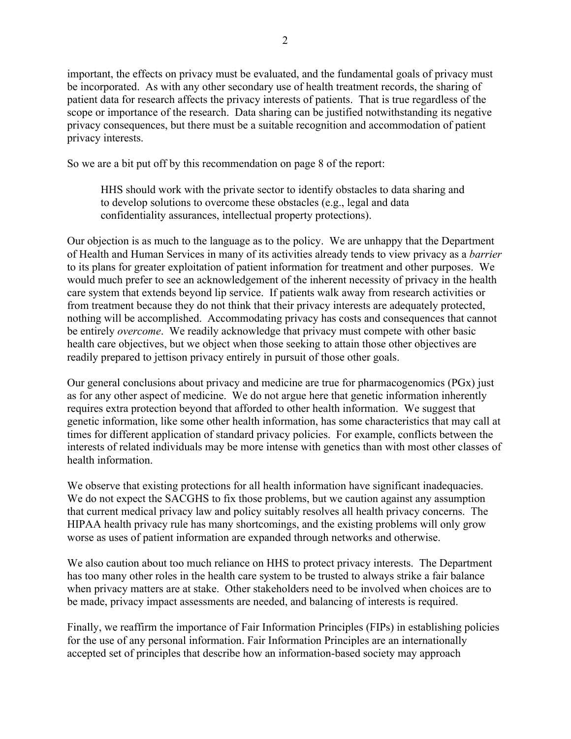important, the effects on privacy must be evaluated, and the fundamental goals of privacy must be incorporated. As with any other secondary use of health treatment records, the sharing of patient data for research affects the privacy interests of patients. That is true regardless of the scope or importance of the research. Data sharing can be justified notwithstanding its negative privacy consequences, but there must be a suitable recognition and accommodation of patient privacy interests.

So we are a bit put off by this recommendation on page 8 of the report:

> HHS should work with the private sector to identify obstacles to data sharing and to develop solutions to overcome these obstacles (e.g., legal and data confidentiality assurances, intellectual property protections).

Our objection is as much to the language as to the policy. We are unhappy that the Department of Health and Human Services in many of its activities already tends to view privacy as a *barrier* to its plans for greater exploitation of patient information for treatment and other purposes. We would much prefer to see an acknowledgement of the inherent necessity of privacy in the health care system that extends beyond lip service. If patients walk away from research activities or from treatment because they do not think that their privacy interests are adequately protected, nothing will be accomplished. Accommodating privacy has costs and consequences that cannot be entirely *overcome*. We readily acknowledge that privacy must compete with other basic health care objectives, but we object when those seeking to attain those other objectives are readily prepared to jettison privacy entirely in pursuit of those other goals.

Our general conclusions about privacy and medicine are true for pharmacogenomics (PGx) just as for any other aspect of medicine. We do not argue here that genetic information inherently requires extra protection beyond that afforded to other health information. We suggest that genetic information, like some other health information, has some characteristics that may call at times for different application of standard privacy policies. For example, conflicts between the interests of related individuals may be more intense with genetics than with most other classes of health information.

We observe that existing protections for all health information have significant inadequacies. We do not expect the SACGHS to fix those problems, but we caution against any assumption that current medical privacy law and policy suitably resolves all health privacy concerns. The HIPAA health privacy rule has many shortcomings, and the existing problems will only grow worse as uses of patient information are expanded through networks and otherwise.

We also caution about too much reliance on HHS to protect privacy interests. The Department has too many other roles in the health care system to be trusted to always strike a fair balance when privacy matters are at stake. Other stakeholders need to be involved when choices are to be made, privacy impact assessments are needed, and balancing of interests is required.

Finally, we reaffirm the importance of Fair Information Principles (FIPs) in establishing policies for the use of any personal information. Fair Information Principles are an internationally accepted set of principles that describe how an information-based society may approach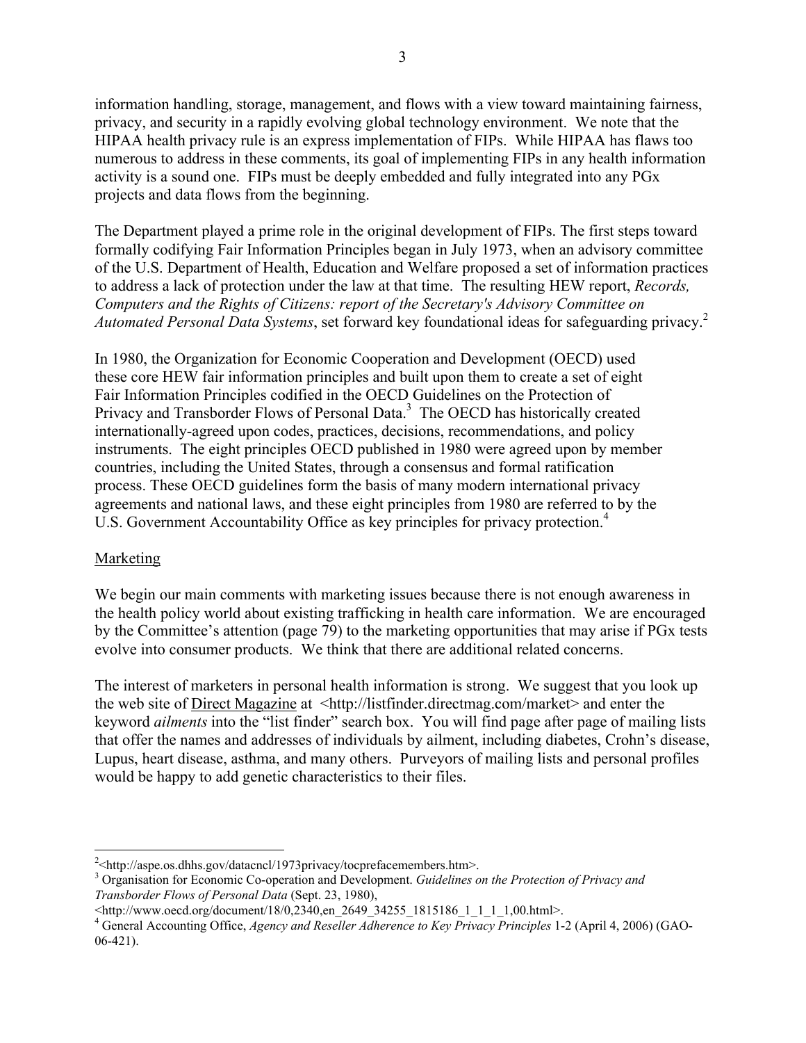information handling, storage, management, and flows with a view toward maintaining fairness, privacy, and security in a rapidly evolving global technology environment. We note that the HIPAA health privacy rule is an express implementation of FIPs. While HIPAA has flaws too numerous to address in these comments, its goal of implementing FIPs in any health information activity is a sound one. FIPs must be deeply embedded and fully integrated into any PGx projects and data flows from the beginning.

The Department played a prime role in the original development of FIPs. The first steps toward formally codifying Fair Information Principles began in July 1973, when an advisory committee of the U.S. Department of Health, Education and Welfare proposed a set of information practices to address a lack of protection under the law at that time. The resulting HEW report, *Records, Computers and the Rights of Citizens: report of the Secretary's Advisory Committee on Automated Personal Data Systems*, set forward key foundational ideas for safeguarding privacy.[2]

In 1980, the Organization for Economic Cooperation and Development (OECD) used these core HEW fair information principles and built upon them to create a set of eight Fair Information Principles codified in the OECD Guidelines on the Protection of Privacy and Transborder Flows of Personal Data.[3] The OECD has historically created internationally-agreed upon codes, practices, decisions, recommendations, and policy instruments. The eight principles OECD published in 1980 were agreed upon by member countries, including the United States, through a consensus and formal ratification process. These OECD guidelines form the basis of many modern international privacy agreements and national laws, and these eight principles from 1980 are referred to by the U.S. Government Accountability Office as key principles for privacy protection.[4]

## Marketing

We begin our main comments with marketing issues because there is not enough awareness in the health policy world about existing trafficking in health care information. We are encouraged by the Committee's attention (page 79) to the marketing opportunities that may arise if PGx tests evolve into consumer products. We think that there are additional related concerns.

The interest of marketers in personal health information is strong. We suggest that you look up the web site of Direct Magazine at <http://listfinder.directmag.com/market> and enter the keyword *ailments* into the "list finder" search box. You will find page after page of mailing lists that offer the names and addresses of individuals by ailment, including diabetes, Crohn's disease, Lupus, heart disease, asthma, and many others. Purveyors of mailing lists and personal profiles would be happy to add genetic characteristics to their files.

---

[2] <http://aspe.os.dhhs.gov/datacncl/1973privacy/tocprefacemembers.htm>.

[3] Organisation for Economic Co-operation and Development. *Guidelines on the Protection of Privacy and Transborder Flows of Personal Data* (Sept. 23, 1980), <http://www.oecd.org/document/18/0,2340,en_2649_34255_1815186_1_1_1_1,00.html>.

[4] General Accounting Office, *Agency and Reseller Adherence to Key Privacy Principles* 1-2 (April 4, 2006) (GAO-06-421).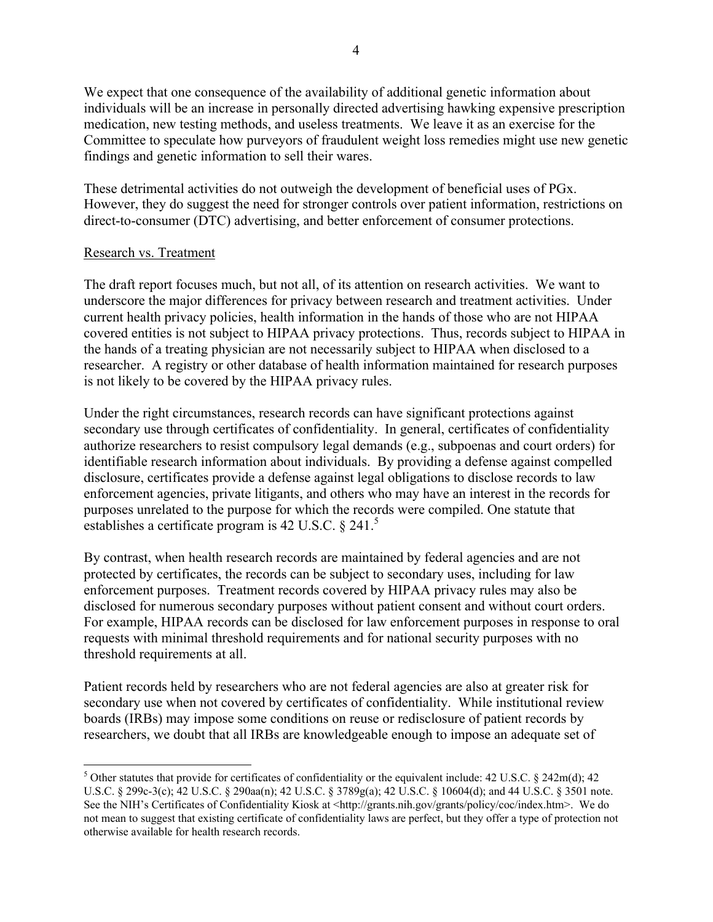We expect that one consequence of the availability of additional genetic information about individuals will be an increase in personally directed advertising hawking expensive prescription medication, new testing methods, and useless treatments. We leave it as an exercise for the Committee to speculate how purveyors of fraudulent weight loss remedies might use new genetic findings and genetic information to sell their wares.

These detrimental activities do not outweigh the development of beneficial uses of PGx. However, they do suggest the need for stronger controls over patient information, restrictions on direct-to-consumer (DTC) advertising, and better enforcement of consumer protections.

Research vs. Treatment

The draft report focuses much, but not all, of its attention on research activities. We want to underscore the major differences for privacy between research and treatment activities. Under current health privacy policies, health information in the hands of those who are not HIPAA covered entities is not subject to HIPAA privacy protections. Thus, records subject to HIPAA in the hands of a treating physician are not necessarily subject to HIPAA when disclosed to a researcher. A registry or other database of health information maintained for research purposes is not likely to be covered by the HIPAA privacy rules.

Under the right circumstances, research records can have significant protections against secondary use through certificates of confidentiality. In general, certificates of confidentiality authorize researchers to resist compulsory legal demands (e.g., subpoenas and court orders) for identifiable research information about individuals. By providing a defense against compelled disclosure, certificates provide a defense against legal obligations to disclose records to law enforcement agencies, private litigants, and others who may have an interest in the records for purposes unrelated to the purpose for which the records were compiled. One statute that establishes a certificate program is 42 U.S.C. § 241.[5]

By contrast, when health research records are maintained by federal agencies and are not protected by certificates, the records can be subject to secondary uses, including for law enforcement purposes. Treatment records covered by HIPAA privacy rules may also be disclosed for numerous secondary purposes without patient consent and without court orders. For example, HIPAA records can be disclosed for law enforcement purposes in response to oral requests with minimal threshold requirements and for national security purposes with no threshold requirements at all.

Patient records held by researchers who are not federal agencies are also at greater risk for secondary use when not covered by certificates of confidentiality. While institutional review boards (IRBs) may impose some conditions on reuse or redisclosure of patient records by researchers, we doubt that all IRBs are knowledgeable enough to impose an adequate set of

[5] Other statutes that provide for certificates of confidentiality or the equivalent include: 42 U.S.C. § 242m(d); 42 U.S.C. § 299c-3(c); 42 U.S.C. § 290aa(n); 42 U.S.C. § 3789g(a); 42 U.S.C. § 10604(d); and 44 U.S.C. § 3501 note. See the NIH's Certificates of Confidentiality Kiosk at <http://grants.nih.gov/grants/policy/coc/index.htm>. We do not mean to suggest that existing certificate of confidentiality laws are perfect, but they offer a type of protection not otherwise available for health research records.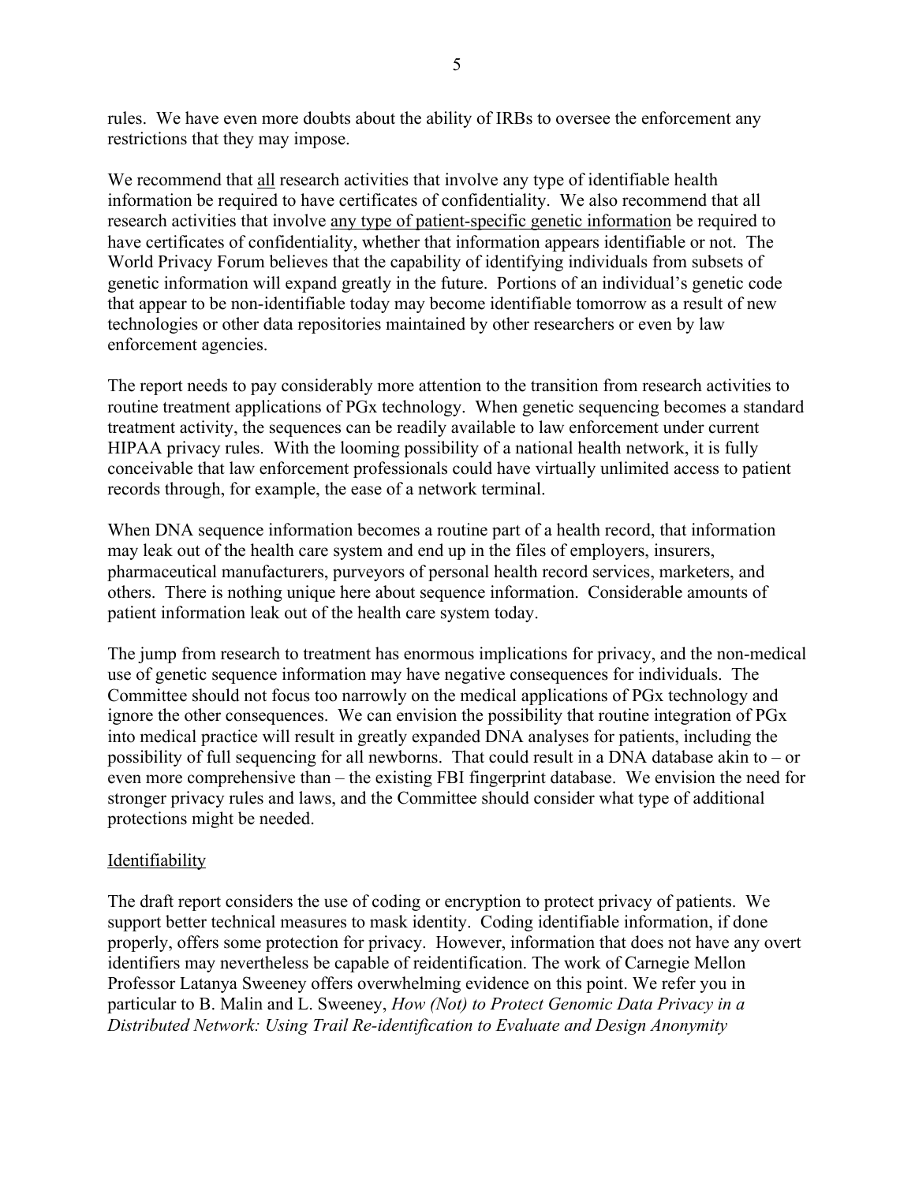rules. We have even more doubts about the ability of IRBs to oversee the enforcement any restrictions that they may impose.

We recommend that <u>all</u> research activities that involve any type of identifiable health information be required to have certificates of confidentiality. We also recommend that all research activities that involve <u>any type of patient-specific genetic information</u> be required to have certificates of confidentiality, whether that information appears identifiable or not. The World Privacy Forum believes that the capability of identifying individuals from subsets of genetic information will expand greatly in the future. Portions of an individual's genetic code that appear to be non-identifiable today may become identifiable tomorrow as a result of new technologies or other data repositories maintained by other researchers or even by law enforcement agencies.

The report needs to pay considerably more attention to the transition from research activities to routine treatment applications of PGx technology. When genetic sequencing becomes a standard treatment activity, the sequences can be readily available to law enforcement under current HIPAA privacy rules. With the looming possibility of a national health network, it is fully conceivable that law enforcement professionals could have virtually unlimited access to patient records through, for example, the ease of a network terminal.

When DNA sequence information becomes a routine part of a health record, that information may leak out of the health care system and end up in the files of employers, insurers, pharmaceutical manufacturers, purveyors of personal health record services, marketers, and others. There is nothing unique here about sequence information. Considerable amounts of patient information leak out of the health care system today.

The jump from research to treatment has enormous implications for privacy, and the non-medical use of genetic sequence information may have negative consequences for individuals. The Committee should not focus too narrowly on the medical applications of PGx technology and ignore the other consequences. We can envision the possibility that routine integration of PGx into medical practice will result in greatly expanded DNA analyses for patients, including the possibility of full sequencing for all newborns. That could result in a DNA database akin to – or even more comprehensive than – the existing FBI fingerprint database. We envision the need for stronger privacy rules and laws, and the Committee should consider what type of additional protections might be needed.

<u>Identifiability</u>

The draft report considers the use of coding or encryption to protect privacy of patients. We support better technical measures to mask identity. Coding identifiable information, if done properly, offers some protection for privacy. However, information that does not have any overt identifiers may nevertheless be capable of reidentification. The work of Carnegie Mellon Professor Latanya Sweeney offers overwhelming evidence on this point. We refer you in particular to B. Malin and L. Sweeney, *How (Not) to Protect Genomic Data Privacy in a Distributed Network: Using Trail Re-identification to Evaluate and Design Anonymity*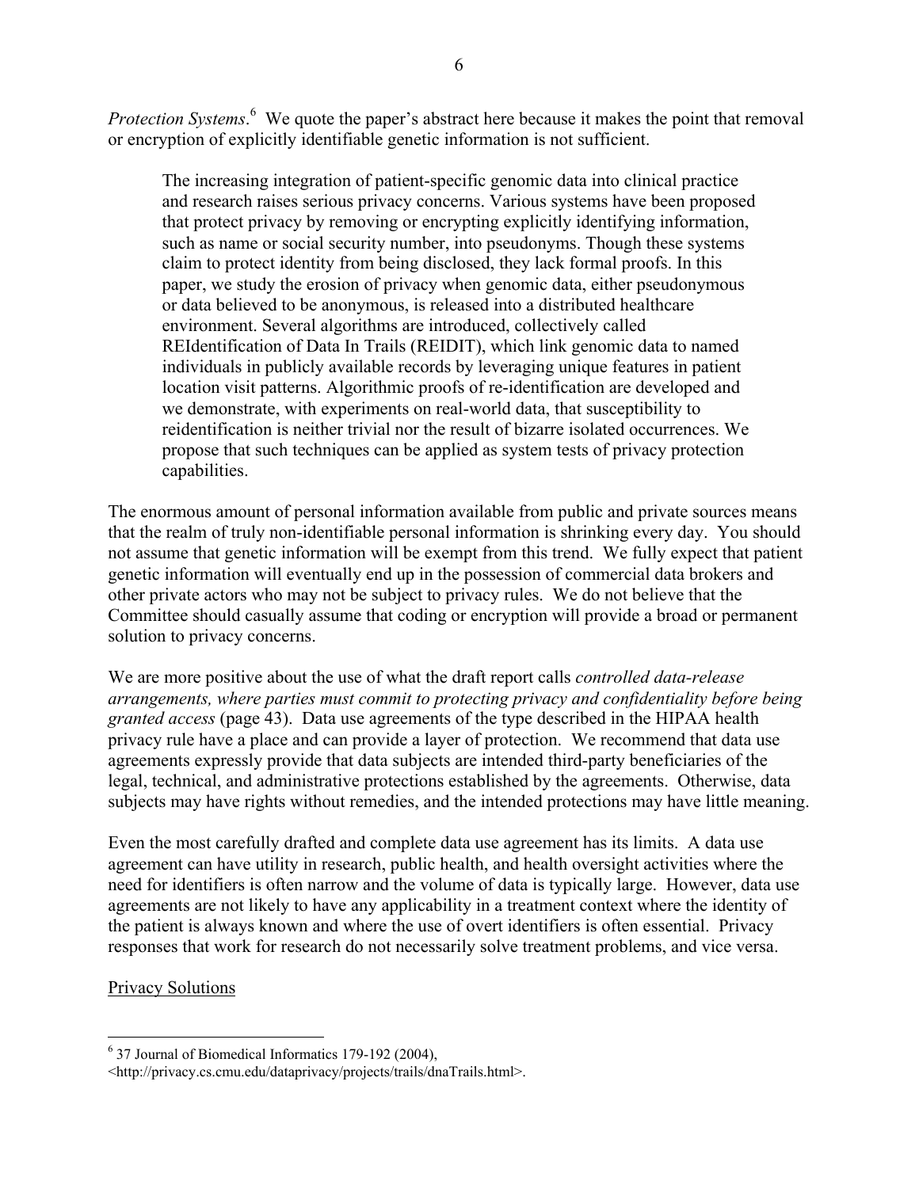*Protection Systems*.[6] We quote the paper's abstract here because it makes the point that removal or encryption of explicitly identifiable genetic information is not sufficient.

> The increasing integration of patient-specific genomic data into clinical practice and research raises serious privacy concerns. Various systems have been proposed that protect privacy by removing or encrypting explicitly identifying information, such as name or social security number, into pseudonyms. Though these systems claim to protect identity from being disclosed, they lack formal proofs. In this paper, we study the erosion of privacy when genomic data, either pseudonymous or data believed to be anonymous, is released into a distributed healthcare environment. Several algorithms are introduced, collectively called REIdentification of Data In Trails (REIDIT), which link genomic data to named individuals in publicly available records by leveraging unique features in patient location visit patterns. Algorithmic proofs of re-identification are developed and we demonstrate, with experiments on real-world data, that susceptibility to reidentification is neither trivial nor the result of bizarre isolated occurrences. We propose that such techniques can be applied as system tests of privacy protection capabilities.

The enormous amount of personal information available from public and private sources means that the realm of truly non-identifiable personal information is shrinking every day. You should not assume that genetic information will be exempt from this trend. We fully expect that patient genetic information will eventually end up in the possession of commercial data brokers and other private actors who may not be subject to privacy rules. We do not believe that the Committee should casually assume that coding or encryption will provide a broad or permanent solution to privacy concerns.

We are more positive about the use of what the draft report calls *controlled data-release arrangements, where parties must commit to protecting privacy and confidentiality before being granted access* (page 43). Data use agreements of the type described in the HIPAA health privacy rule have a place and can provide a layer of protection. We recommend that data use agreements expressly provide that data subjects are intended third-party beneficiaries of the legal, technical, and administrative protections established by the agreements. Otherwise, data subjects may have rights without remedies, and the intended protections may have little meaning.

Even the most carefully drafted and complete data use agreement has its limits. A data use agreement can have utility in research, public health, and health oversight activities where the need for identifiers is often narrow and the volume of data is typically large. However, data use agreements are not likely to have any applicability in a treatment context where the identity of the patient is always known and where the use of overt identifiers is often essential. Privacy responses that work for research do not necessarily solve treatment problems, and vice versa.

Privacy Solutions

---

[6] 37 Journal of Biomedical Informatics 179-192 (2004), <http://privacy.cs.cmu.edu/dataprivacy/projects/trails/dnaTrails.html>.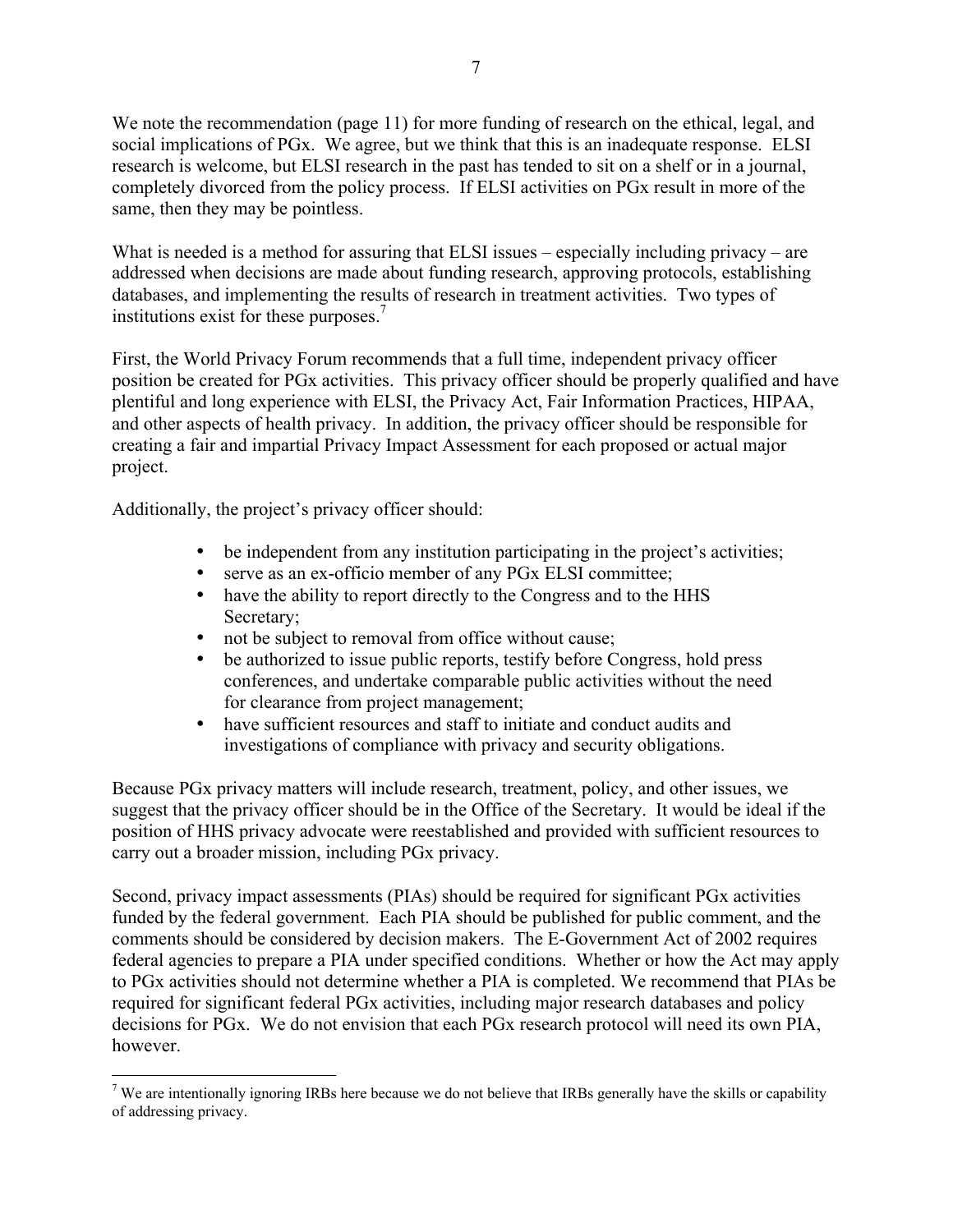We note the recommendation (page 11) for more funding of research on the ethical, legal, and social implications of PGx. We agree, but we think that this is an inadequate response. ELSI research is welcome, but ELSI research in the past has tended to sit on a shelf or in a journal, completely divorced from the policy process. If ELSI activities on PGx result in more of the same, then they may be pointless.

What is needed is a method for assuring that ELSI issues – especially including privacy – are addressed when decisions are made about funding research, approving protocols, establishing databases, and implementing the results of research in treatment activities. Two types of institutions exist for these purposes.[7]

First, the World Privacy Forum recommends that a full time, independent privacy officer position be created for PGx activities. This privacy officer should be properly qualified and have plentiful and long experience with ELSI, the Privacy Act, Fair Information Practices, HIPAA, and other aspects of health privacy. In addition, the privacy officer should be responsible for creating a fair and impartial Privacy Impact Assessment for each proposed or actual major project.

Additionally, the project's privacy officer should:

- be independent from any institution participating in the project's activities;
- serve as an ex-officio member of any PGx ELSI committee;
- have the ability to report directly to the Congress and to the HHS Secretary;
- not be subject to removal from office without cause;
- be authorized to issue public reports, testify before Congress, hold press conferences, and undertake comparable public activities without the need for clearance from project management;
- have sufficient resources and staff to initiate and conduct audits and investigations of compliance with privacy and security obligations.

Because PGx privacy matters will include research, treatment, policy, and other issues, we suggest that the privacy officer should be in the Office of the Secretary. It would be ideal if the position of HHS privacy advocate were reestablished and provided with sufficient resources to carry out a broader mission, including PGx privacy.

Second, privacy impact assessments (PIAs) should be required for significant PGx activities funded by the federal government. Each PIA should be published for public comment, and the comments should be considered by decision makers. The E-Government Act of 2002 requires federal agencies to prepare a PIA under specified conditions. Whether or how the Act may apply to PGx activities should not determine whether a PIA is completed. We recommend that PIAs be required for significant federal PGx activities, including major research databases and policy decisions for PGx. We do not envision that each PGx research protocol will need its own PIA, however.

[7] We are intentionally ignoring IRBs here because we do not believe that IRBs generally have the skills or capability of addressing privacy.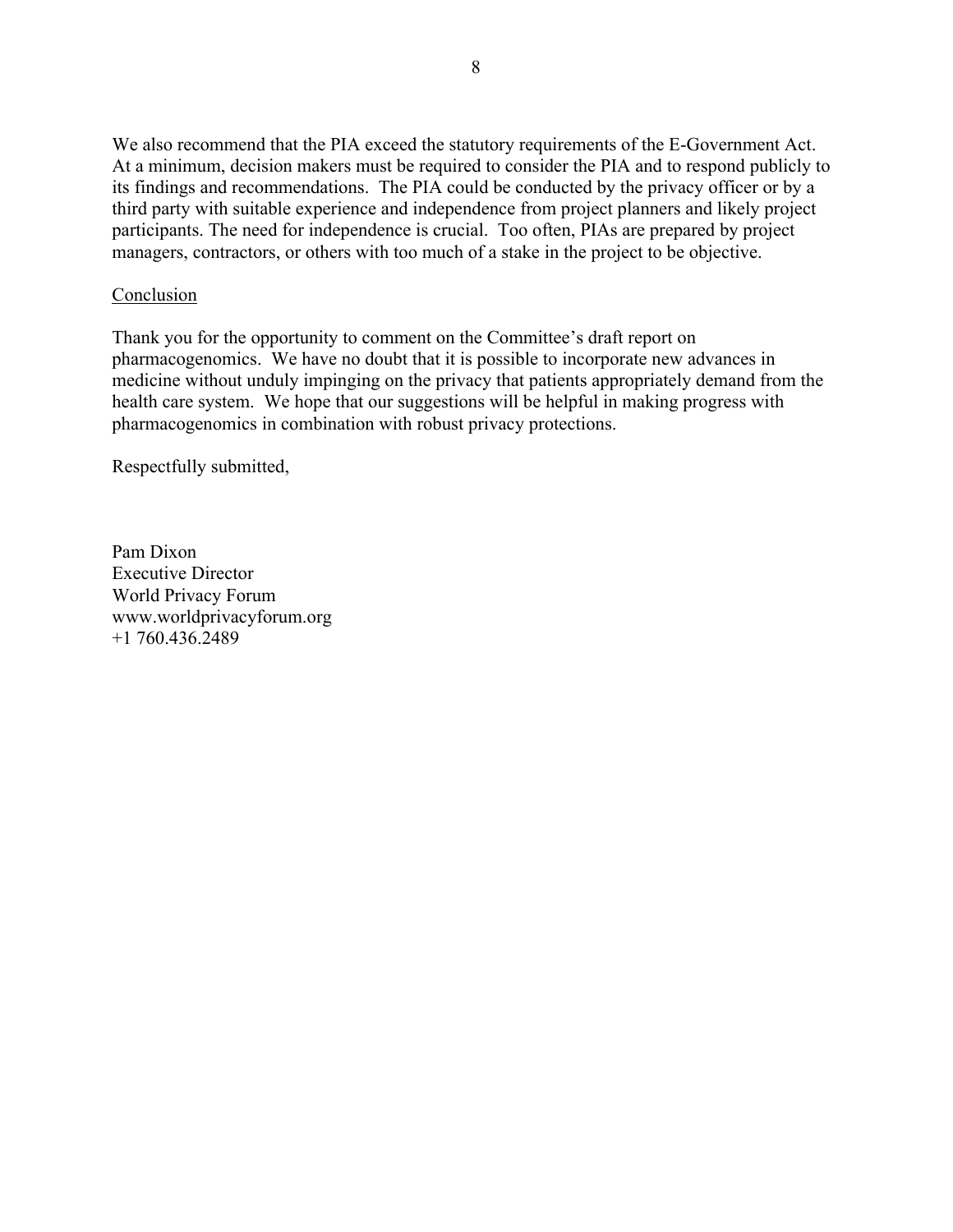We also recommend that the PIA exceed the statutory requirements of the E-Government Act. At a minimum, decision makers must be required to consider the PIA and to respond publicly to its findings and recommendations. The PIA could be conducted by the privacy officer or by a third party with suitable experience and independence from project planners and likely project participants. The need for independence is crucial. Too often, PIAs are prepared by project managers, contractors, or others with too much of a stake in the project to be objective.

## Conclusion

Thank you for the opportunity to comment on the Committee's draft report on pharmacogenomics. We have no doubt that it is possible to incorporate new advances in medicine without unduly impinging on the privacy that patients appropriately demand from the health care system. We hope that our suggestions will be helpful in making progress with pharmacogenomics in combination with robust privacy protections.

Respectfully submitted,

Pam Dixon
Executive Director
World Privacy Forum
www.worldprivacyforum.org
+1 760.436.2489